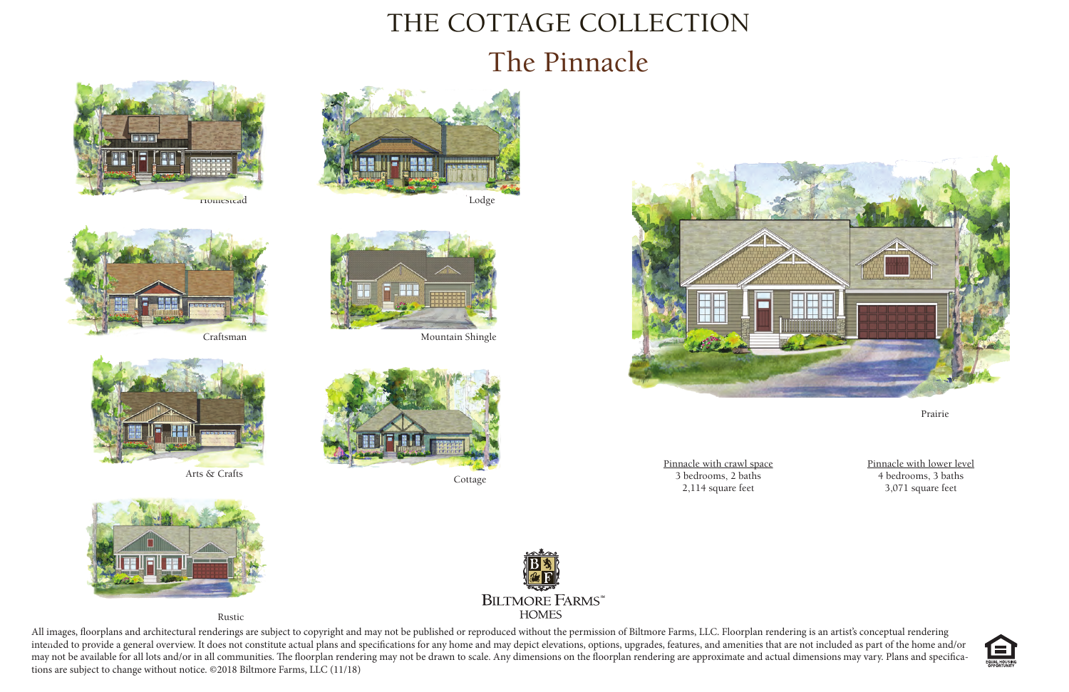# THE COTTAGE COLLECTION

## The Pinnacle

Homestead

Lodge

Craftsman

Mountain Shingle

Arts & Crafts

Cottage

Rustic

Prairie

Pinnacle with crawl space
3 bedrooms, 2 baths
2,114 square feet

Pinnacle with lower level
4 bedrooms, 3 baths
3,071 square feet

BILTMORE FARMS℠
HOMES

All images, floorplans and architectural renderings are subject to copyright and may not be published or reproduced without the permission of Biltmore Farms, LLC. Floorplan rendering is an artist's conceptual rendering intended to provide a general overview. It does not constitute actual plans and specifications for any home and may depict elevations, options, upgrades, features, and amenities that are not included as part of the home and/or may not be available for all lots and/or in all communities. The floorplan rendering may not be drawn to scale. Any dimensions on the floorplan rendering are approximate and actual dimensions may vary. Plans and specifications are subject to change without notice. ©2018 Biltmore Farms, LLC (11/18)

EQUAL HOUSING OPPORTUNITY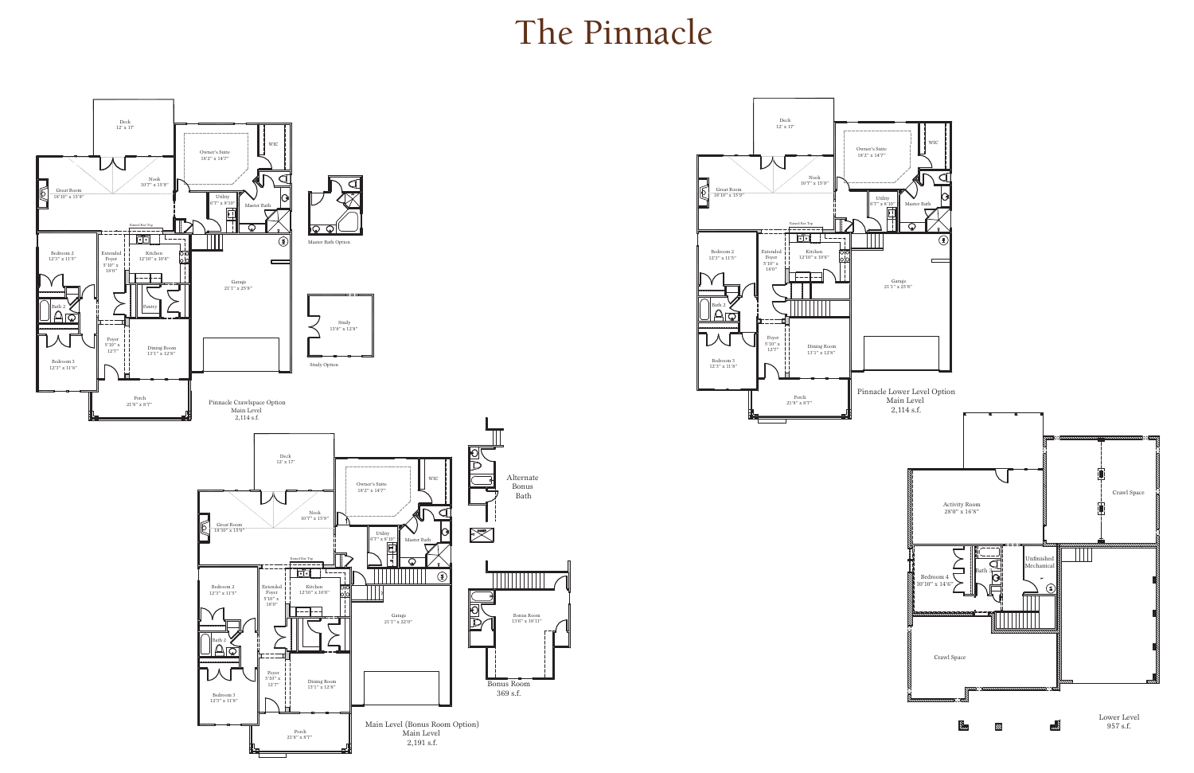# The Pinnacle

Deck
12' x 17'

Owner's Suite
18'2" x 14'7"

WIC

Great Room
18'10" x 15'9"

Nook
10'7" x 15'9"

Utility
6'7" x 8'10"

Master Bath

Master Bath Option

Raised Bar Top

Bedroom 2
12'3" x 11'5"

Extended Foyer
5'10" x 18'0"

Kitchen
12'10" x 10'6"

Garage
21'1" x 25'8"

Bath 2

Pantry

Study
13'6" x 12'8"

Study Option

Foyer
5'10" x 12'7"

Dining Room
13'1" x 12'8"

Bedroom 3
12'3" x 11'8"

Porch
21'8" x 8'7"

Pinnacle Crawlspace Option
Main Level
2,114 s.f.

Deck
12' x 17'

Owner's Suite
18'2" x 14'7"

WIC

Great Room
18'10" x 15'9"

Nook
10'7" x 15'9"

Utility
6'7" x 8'10"

Master Bath

Raised Bar Top

Bedroom 2
12'3" x 11'5"

Extended Foyer
5'10" x 18'0"

Kitchen
12'10" x 10'6"

Garage
21'1" x 25'8"

Bath 2

Foyer
5'10" x 12'7"

Dining Room
13'1" x 12'8"

Bedroom 3
12'3" x 11'8"

Porch
21'8" x 8'7"

Pinnacle Lower Level Option
Main Level
2,114 s.f.

Deck
12' x 17'

Owner's Suite
18'2" x 14'7"

WIC

Great Room
18'10" x 15'9"

Nook
10'7" x 15'9"

Utility
6'7" x 8'10"

Master Bath

Alternate Bonus Bath

Raised Bar Top

Bedroom 2
12'3" x 11'5"

Extended Foyer
5'10" x 18'0"

Kitchen
12'10" x 10'6"

Garage
21'1" x 22'0"

Bath 2

Bonus Room
13'6" x 18'11"

Foyer
5'10" x 12'7"

Dining Room
13'1" x 12'8"

Bedroom 3
12'3" x 11'8"

Bonus Room
369 s.f.

Porch
21'8" x 8'7"

Main Level (Bonus Room Option)
Main Level
2,191 s.f.

Activity Room
28'0" x 16'8"

Crawl Space

Bedroom 4
10'10" x 14'6"

Bath 3

Unfinished Mechanical

Crawl Space

Lower Level
957 s.f.